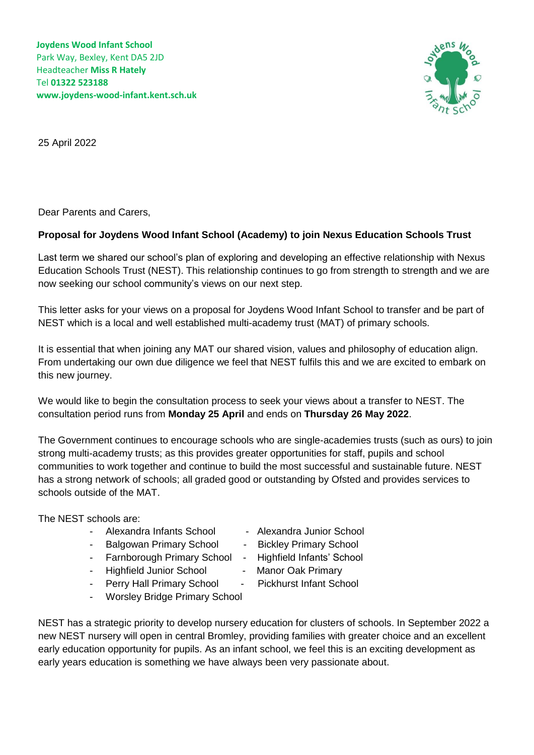**Joydens Wood Infant School**
Park Way, Bexley, Kent DA5 2JD
Headteacher **Miss R Hately**
Tel **01322 523188**
**www.joydens-wood-infant.kent.sch.uk**

25 April 2022

Dear Parents and Carers,

**Proposal for Joydens Wood Infant School (Academy) to join Nexus Education Schools Trust**

Last term we shared our school's plan of exploring and developing an effective relationship with Nexus Education Schools Trust (NEST). This relationship continues to go from strength to strength and we are now seeking our school community's views on our next step.

This letter asks for your views on a proposal for Joydens Wood Infant School to transfer and be part of NEST which is a local and well established multi-academy trust (MAT) of primary schools.

It is essential that when joining any MAT our shared vision, values and philosophy of education align. From undertaking our own due diligence we feel that NEST fulfils this and we are excited to embark on this new journey.

We would like to begin the consultation process to seek your views about a transfer to NEST. The consultation period runs from **Monday 25 April** and ends on **Thursday 26 May 2022**.

The Government continues to encourage schools who are single-academies trusts (such as ours) to join strong multi-academy trusts; as this provides greater opportunities for staff, pupils and school communities to work together and continue to build the most successful and sustainable future. NEST has a strong network of schools; all graded good or outstanding by Ofsted and provides services to schools outside of the MAT.

The NEST schools are:

- Alexandra Infants School
- Alexandra Junior School
- Balgowan Primary School
- Bickley Primary School
- Farnborough Primary School
- Highfield Infants' School
- Highfield Junior School
- Manor Oak Primary
- Perry Hall Primary School
- Pickhurst Infant School
- Worsley Bridge Primary School

NEST has a strategic priority to develop nursery education for clusters of schools. In September 2022 a new NEST nursery will open in central Bromley, providing families with greater choice and an excellent early education opportunity for pupils. As an infant school, we feel this is an exciting development as early years education is something we have always been very passionate about.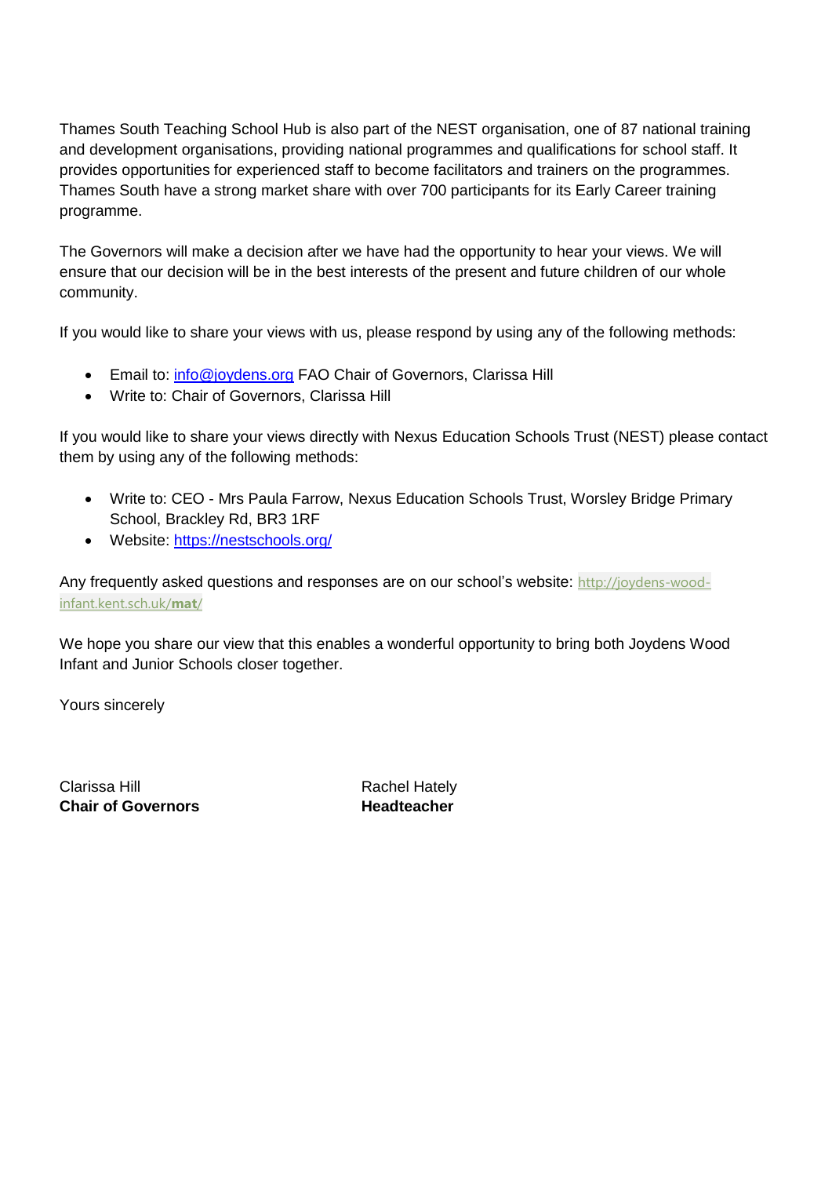Thames South Teaching School Hub is also part of the NEST organisation, one of 87 national training and development organisations, providing national programmes and qualifications for school staff. It provides opportunities for experienced staff to become facilitators and trainers on the programmes. Thames South have a strong market share with over 700 participants for its Early Career training programme.

The Governors will make a decision after we have had the opportunity to hear your views. We will ensure that our decision will be in the best interests of the present and future children of our whole community.

If you would like to share your views with us, please respond by using any of the following methods:

- Email to: info@joydens.org FAO Chair of Governors, Clarissa Hill
- Write to: Chair of Governors, Clarissa Hill

If you would like to share your views directly with Nexus Education Schools Trust (NEST) please contact them by using any of the following methods:

- Write to: CEO - Mrs Paula Farrow, Nexus Education Schools Trust, Worsley Bridge Primary School, Brackley Rd, BR3 1RF
- Website: https://nestschools.org/

Any frequently asked questions and responses are on our school's website: http://joydens-wood-infant.kent.sch.uk/mat/

We hope you share our view that this enables a wonderful opportunity to bring both Joydens Wood Infant and Junior Schools closer together.

Yours sincerely

Clarissa Hill
**Chair of Governors**

Rachel Hately
**Headteacher**